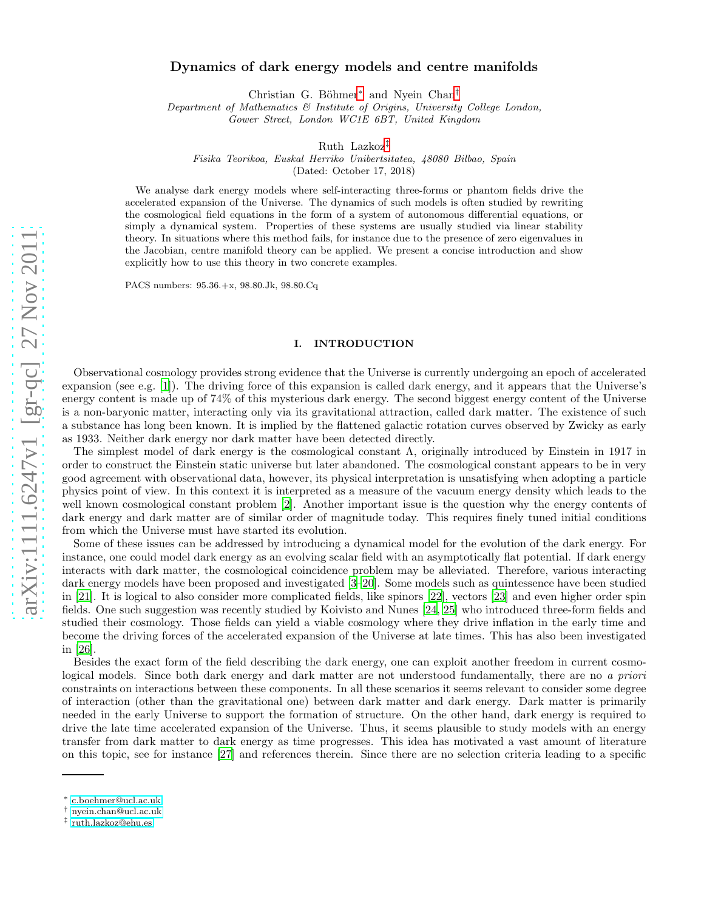# Dynamics of dark energy models and centre manifolds

Christian G. Böhmer* and Nyein Chan†

*Department of Mathematics & Institute of Origins, University College London, Gower Street, London WC1E 6BT, United Kingdom*

Ruth Lazkoz‡

*Fisika Teorikoa, Euskal Herriko Unibertsitatea, 48080 Bilbao, Spain*

(Dated: October 17, 2018)

We analyse dark energy models where self-interacting three-forms or phantom fields drive the accelerated expansion of the Universe. The dynamics of such models is often studied by rewriting the cosmological field equations in the form of a system of autonomous differential equations, or simply a dynamical system. Properties of these systems are usually studied via linear stability theory. In situations where this method fails, for instance due to the presence of zero eigenvalues in the Jacobian, centre manifold theory can be applied. We present a concise introduction and show explicitly how to use this theory in two concrete examples.

PACS numbers: 95.36.+x, 98.80.Jk, 98.80.Cq

## I. INTRODUCTION

Observational cosmology provides strong evidence that the Universe is currently undergoing an epoch of accelerated expansion (see e.g. [1]). The driving force of this expansion is called dark energy, and it appears that the Universe's energy content is made up of 74% of this mysterious dark energy. The second biggest energy content of the Universe is a non-baryonic matter, interacting only via its gravitational attraction, called dark matter. The existence of such a substance has long been known. It is implied by the flattened galactic rotation curves observed by Zwicky as early as 1933. Neither dark energy nor dark matter have been detected directly.

The simplest model of dark energy is the cosmological constant $\Lambda$, originally introduced by Einstein in 1917 in order to construct the Einstein static universe but later abandoned. The cosmological constant appears to be in very good agreement with observational data, however, its physical interpretation is unsatisfying when adopting a particle physics point of view. In this context it is interpreted as a measure of the vacuum energy density which leads to the well known cosmological constant problem [2]. Another important issue is the question why the energy contents of dark energy and dark matter are of similar order of magnitude today. This requires finely tuned initial conditions from which the Universe must have started its evolution.

Some of these issues can be addressed by introducing a dynamical model for the evolution of the dark energy. For instance, one could model dark energy as an evolving scalar field with an asymptotically flat potential. If dark energy interacts with dark matter, the cosmological coincidence problem may be alleviated. Therefore, various interacting dark energy models have been proposed and investigated [3–20]. Some models such as quintessence have been studied in [21]. It is logical to also consider more complicated fields, like spinors [22], vectors [23] and even higher order spin fields. One such suggestion was recently studied by Koivisto and Nunes [24, 25] who introduced three-form fields and studied their cosmology. Those fields can yield a viable cosmology where they drive inflation in the early time and become the driving forces of the accelerated expansion of the Universe at late times. This has also been investigated in [26].

Besides the exact form of the field describing the dark energy, one can exploit another freedom in current cosmological models. Since both dark energy and dark matter are not understood fundamentally, there are no *a priori* constraints on interactions between these components. In all these scenarios it seems relevant to consider some degree of interaction (other than the gravitational one) between dark matter and dark energy. Dark matter is primarily needed in the early Universe to support the formation of structure. On the other hand, dark energy is required to drive the late time accelerated expansion of the Universe. Thus, it seems plausible to study models with an energy transfer from dark matter to dark energy as time progresses. This idea has motivated a vast amount of literature on this topic, see for instance [27] and references therein. Since there are no selection criteria leading to a specific

---

* c.boehmer@ucl.ac.uk
† nyein.chan@ucl.ac.uk
‡ ruth.lazkoz@ehu.es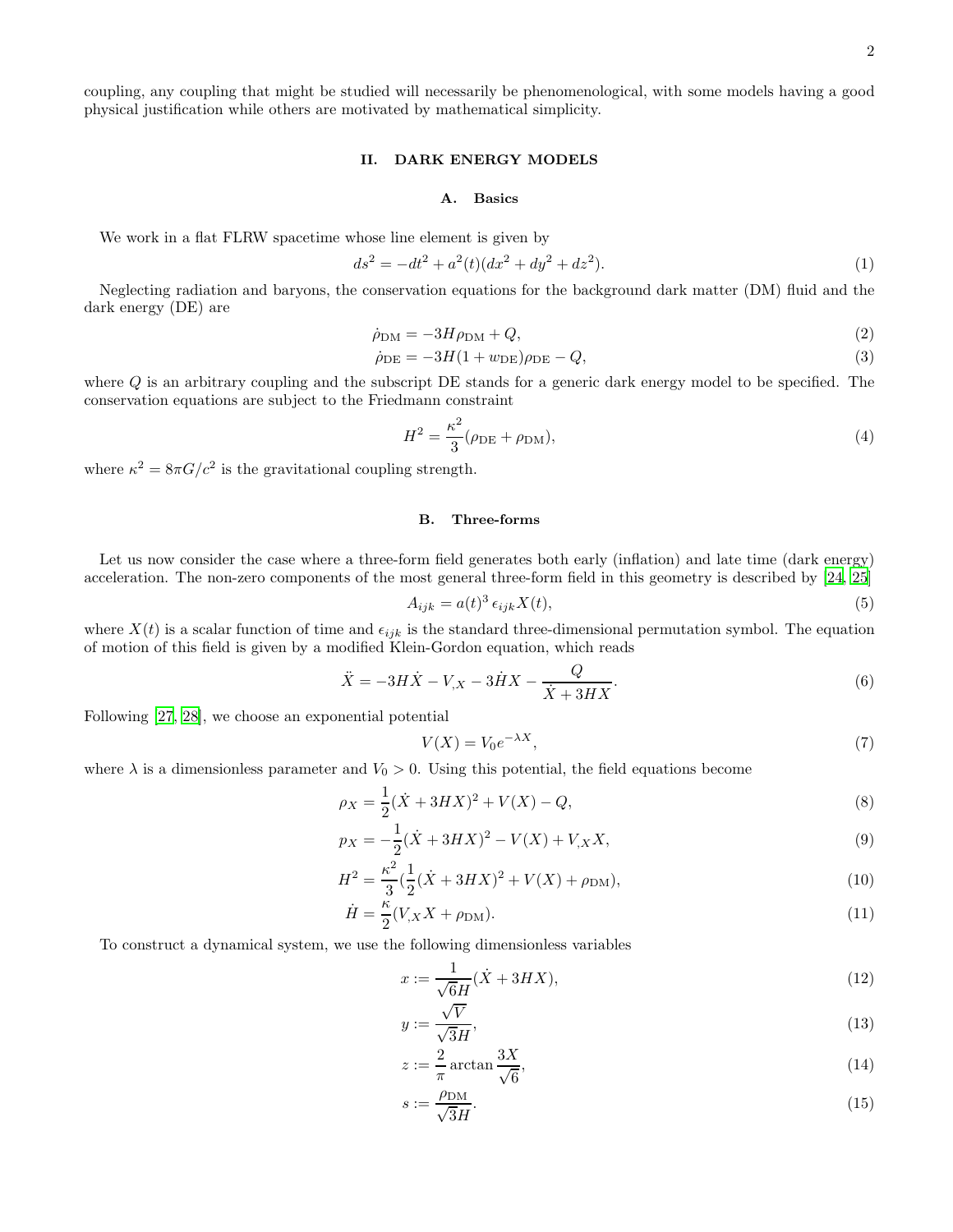coupling, any coupling that might be studied will necessarily be phenomenological, with some models having a good physical justification while others are motivated by mathematical simplicity.

## II. DARK ENERGY MODELS

### A. Basics

We work in a flat FLRW spacetime whose line element is given by

$$ds^2 = -dt^2 + a^2(t)(dx^2 + dy^2 + dz^2). \tag{1}$$

Neglecting radiation and baryons, the conservation equations for the background dark matter (DM) fluid and the dark energy (DE) are

$$\dot{\rho}_{\rm DM} = -3H\rho_{\rm DM} + Q, \tag{2}$$

$$\dot{\rho}_{\rm DE} = -3H(1 + w_{\rm DE})\rho_{\rm DE} - Q, \tag{3}$$

where $Q$ is an arbitrary coupling and the subscript DE stands for a generic dark energy model to be specified. The conservation equations are subject to the Friedmann constraint

$$H^2 = \frac{\kappa^2}{3}(\rho_{\rm DE} + \rho_{\rm DM}), \tag{4}$$

where $\kappa^2 = 8\pi G/c^2$ is the gravitational coupling strength.

### B. Three-forms

Let us now consider the case where a three-form field generates both early (inflation) and late time (dark energy) acceleration. The non-zero components of the most general three-form field in this geometry is described by [24, 25]

$$A_{ijk} = a(t)^3 \, \epsilon_{ijk} X(t), \tag{5}$$

where $X(t)$ is a scalar function of time and $\epsilon_{ijk}$ is the standard three-dimensional permutation symbol. The equation of motion of this field is given by a modified Klein-Gordon equation, which reads

$$\ddot{X} = -3H\dot{X} - V_{,X} - 3\dot{H}X - \frac{Q}{\dot{X} + 3HX}. \tag{6}$$

Following [27, 28], we choose an exponential potential

$$V(X) = V_0 e^{-\lambda X}, \tag{7}$$

where $\lambda$ is a dimensionless parameter and $V_0 > 0$. Using this potential, the field equations become

$$\rho_X = \frac{1}{2}(\dot{X} + 3HX)^2 + V(X) - Q, \tag{8}$$

$$p_X = -\frac{1}{2}(\dot{X} + 3HX)^2 - V(X) + V_{,X}X, \tag{9}$$

$$H^2 = \frac{\kappa^2}{3}\left(\frac{1}{2}(\dot{X} + 3HX)^2 + V(X) + \rho_{\rm DM}\right), \tag{10}$$

$$\dot{H} = \frac{\kappa}{2}(V_{,X}X + \rho_{\rm DM}). \tag{11}$$

To construct a dynamical system, we use the following dimensionless variables

$$x := \frac{1}{\sqrt{6}H}(\dot{X} + 3HX), \tag{12}$$

$$y := \frac{\sqrt{V}}{\sqrt{3}H}, \tag{13}$$

$$z := \frac{2}{\pi}\arctan\frac{3X}{\sqrt{6}}, \tag{14}$$

$$s := \frac{\rho_{\rm DM}}{\sqrt{3}H}. \tag{15}$$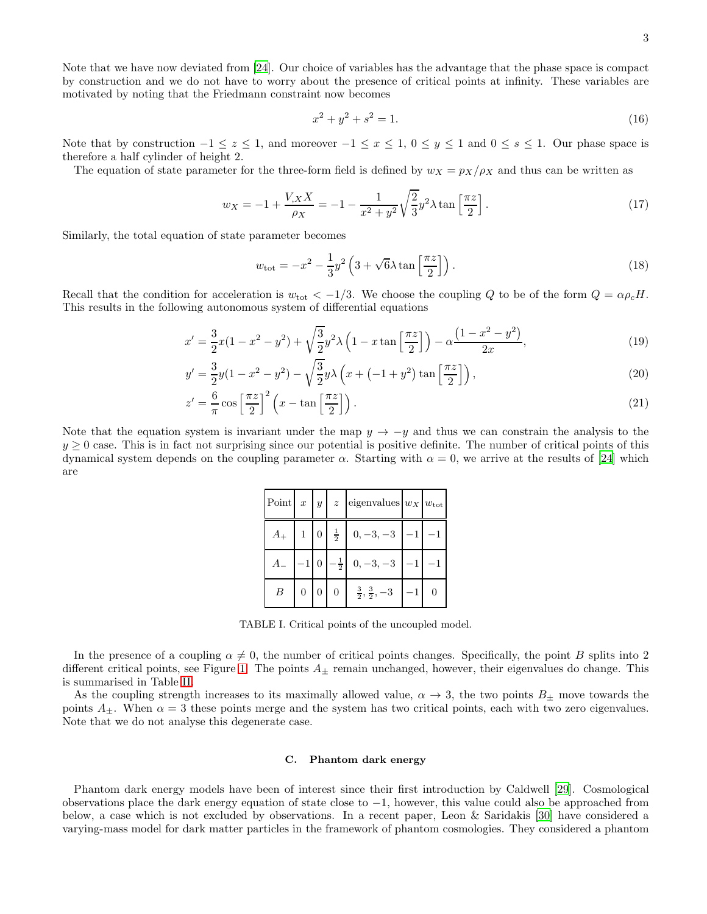Note that we have now deviated from [24]. Our choice of variables has the advantage that the phase space is compact by construction and we do not have to worry about the presence of critical points at infinity. These variables are motivated by noting that the Friedmann constraint now becomes

$$x^2 + y^2 + s^2 = 1. \tag{16}$$

Note that by construction $-1 \leq z \leq 1$, and moreover $-1 \leq x \leq 1$, $0 \leq y \leq 1$ and $0 \leq s \leq 1$. Our phase space is therefore a half cylinder of height 2.

The equation of state parameter for the three-form field is defined by $w_X = p_X/\rho_X$ and thus can be written as

$$w_X = -1 + \frac{V_{,X} X}{\rho_X} = -1 - \frac{1}{x^2+y^2}\sqrt{\frac{2}{3}} y^2 \lambda \tan\left[\frac{\pi z}{2}\right]. \tag{17}$$

Similarly, the total equation of state parameter becomes

$$w_{\rm tot} = -x^2 - \frac{1}{3} y^2 \left(3 + \sqrt{6}\lambda \tan\left[\frac{\pi z}{2}\right]\right). \tag{18}$$

Recall that the condition for acceleration is $w_{\rm tot} < -1/3$. We choose the coupling $Q$ to be of the form $Q = \alpha \rho_c H$. This results in the following autonomous system of differential equations

$$x' = \frac{3}{2}x(1-x^2-y^2) + \sqrt{\frac{3}{2}} y^2 \lambda \left(1 - x\tan\left[\frac{\pi z}{2}\right]\right) - \alpha \frac{\left(1-x^2-y^2\right)}{2x}, \tag{19}$$

$$y' = \frac{3}{2}y(1-x^2-y^2) - \sqrt{\frac{3}{2}} y \lambda \left(x + \left(-1+y^2\right)\tan\left[\frac{\pi z}{2}\right]\right), \tag{20}$$

$$z' = \frac{6}{\pi}\cos\left[\frac{\pi z}{2}\right]^2 \left(x - \tan\left[\frac{\pi z}{2}\right]\right). \tag{21}$$

Note that the equation system is invariant under the map $y \to -y$ and thus we can constrain the analysis to the $y \geq 0$ case. This is in fact not surprising since our potential is positive definite. The number of critical points of this dynamical system depends on the coupling parameter $\alpha$. Starting with $\alpha = 0$, we arrive at the results of [24] which are

| Point | $x$ | $y$ | $z$ | eigenvalues | $w_X$ | $w_{\rm tot}$ |
|---|---|---|---|---|---|---|
| $A_+$ | 1 | 0 | $\frac{1}{2}$ | $0, -3, -3$ | $-1$ | $-1$ |
| $A_-$ | $-1$ | 0 | $-\frac{1}{2}$ | $0, -3, -3$ | $-1$ | $-1$ |
| $B$ | 0 | 0 | 0 | $\frac{3}{2}, \frac{3}{2}, -3$ | $-1$ | 0 |

TABLE I. Critical points of the uncoupled model.

In the presence of a coupling $\alpha \neq 0$, the number of critical points changes. Specifically, the point $B$ splits into 2 different critical points, see Figure 1. The points $A_\pm$ remain unchanged, however, their eigenvalues do change. This is summarised in Table II.

As the coupling strength increases to its maximally allowed value, $\alpha \to 3$, the two points $B_\pm$ move towards the points $A_\pm$. When $\alpha = 3$ these points merge and the system has two critical points, each with two zero eigenvalues. Note that we do not analyse this degenerate case.

### C. Phantom dark energy

Phantom dark energy models have been of interest since their first introduction by Caldwell [29]. Cosmological observations place the dark energy equation of state close to $-1$, however, this value could also be approached from below, a case which is not excluded by observations. In a recent paper, Leon & Saridakis [30] have considered a varying-mass model for dark matter particles in the framework of phantom cosmologies. They considered a phantom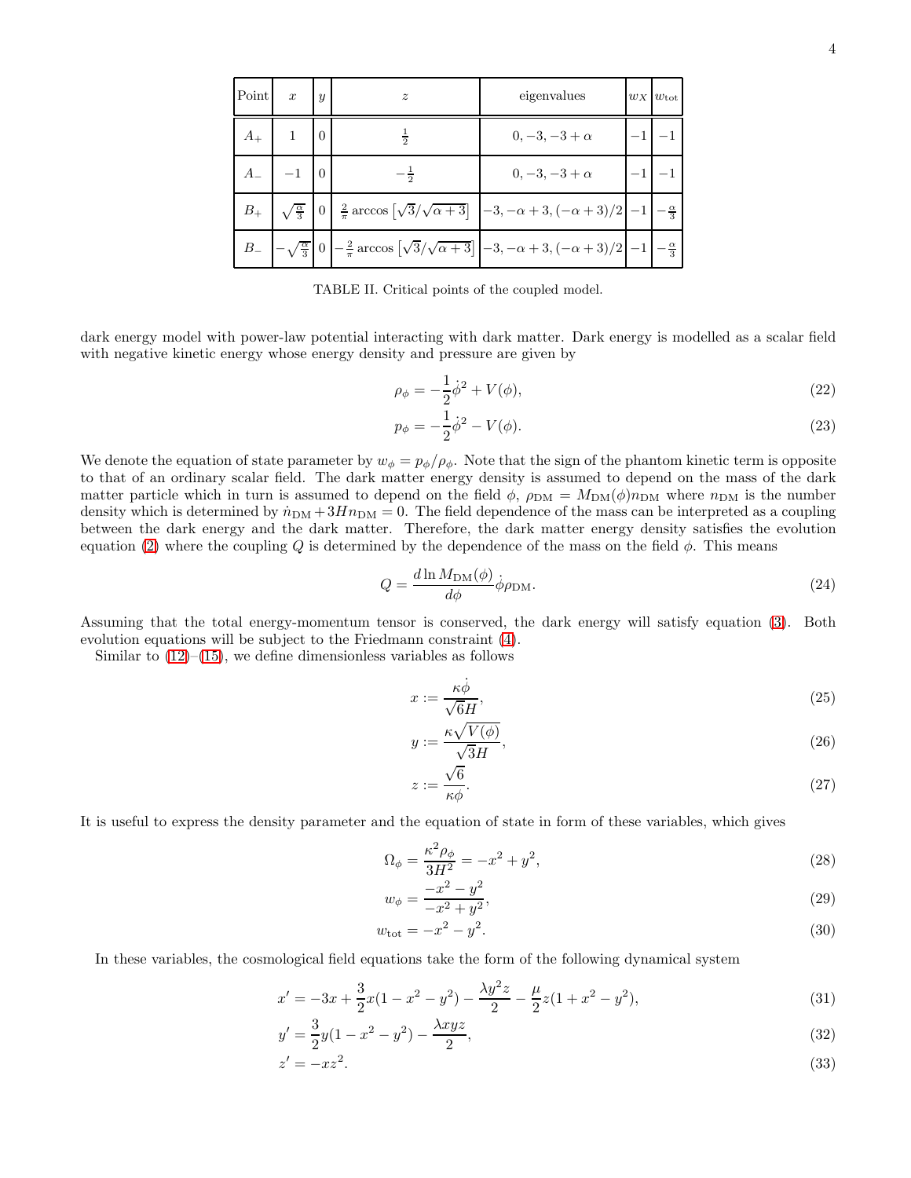| Point | $x$ | $y$ | $z$ | eigenvalues | $w_X$ | $w_{\rm tot}$ |
|---|---|---|---|---|---|---|
| $A_+$ | $1$ | $0$ | $\frac{1}{2}$ | $0, -3, -3+\alpha$ | $-1$ | $-1$ |
| $A_-$ | $-1$ | $0$ | $-\frac{1}{2}$ | $0, -3, -3+\alpha$ | $-1$ | $-1$ |
| $B_+$ | $\sqrt{\frac{\alpha}{3}}$ | $0$ | $\frac{2}{\pi}\arccos\left[\sqrt{3}/\sqrt{\alpha+3}\right]$ | $-3, -\alpha+3, (-\alpha+3)/2$ | $-1$ | $-\frac{\alpha}{3}$ |
| $B_-$ | $-\sqrt{\frac{\alpha}{3}}$ | $0$ | $-\frac{2}{\pi}\arccos\left[\sqrt{3}/\sqrt{\alpha+3}\right]$ | $-3, -\alpha+3, (-\alpha+3)/2$ | $-1$ | $-\frac{\alpha}{3}$ |

TABLE II. Critical points of the coupled model.

dark energy model with power-law potential interacting with dark matter. Dark energy is modelled as a scalar field with negative kinetic energy whose energy density and pressure are given by

$$\rho_\phi = -\frac{1}{2}\dot{\phi}^2 + V(\phi), \tag{22}$$

$$p_\phi = -\frac{1}{2}\dot{\phi}^2 - V(\phi). \tag{23}$$

We denote the equation of state parameter by $w_\phi = p_\phi/\rho_\phi$. Note that the sign of the phantom kinetic term is opposite to that of an ordinary scalar field. The dark matter energy density is assumed to depend on the mass of the dark matter particle which in turn is assumed to depend on the field $\phi$, $\rho_{\rm DM} = M_{\rm DM}(\phi)n_{\rm DM}$ where $n_{\rm DM}$ is the number density which is determined by $\dot{n}_{\rm DM} + 3Hn_{\rm DM} = 0$. The field dependence of the mass can be interpreted as a coupling between the dark energy and the dark matter. Therefore, the dark matter energy density satisfies the evolution equation (2) where the coupling $Q$ is determined by the dependence of the mass on the field $\phi$. This means

$$Q = \frac{d\ln M_{\rm DM}(\phi)}{d\phi}\dot{\phi}\rho_{\rm DM}. \tag{24}$$

Assuming that the total energy-momentum tensor is conserved, the dark energy will satisfy equation (3). Both evolution equations will be subject to the Friedmann constraint (4).

Similar to (12)–(15), we define dimensionless variables as follows

$$x := \frac{\kappa\dot{\phi}}{\sqrt{6}H}, \tag{25}$$

$$y := \frac{\kappa\sqrt{V(\phi)}}{\sqrt{3}H}, \tag{26}$$

$$z := \frac{\sqrt{6}}{\kappa\phi}. \tag{27}$$

It is useful to express the density parameter and the equation of state in form of these variables, which gives

$$\Omega_\phi = \frac{\kappa^2\rho_\phi}{3H^2} = -x^2 + y^2, \tag{28}$$

$$w_\phi = \frac{-x^2 - y^2}{-x^2 + y^2}, \tag{29}$$

$$w_{\rm tot} = -x^2 - y^2. \tag{30}$$

In these variables, the cosmological field equations take the form of the following dynamical system

$$x' = -3x + \frac{3}{2}x(1 - x^2 - y^2) - \frac{\lambda y^2 z}{2} - \frac{\mu}{2}z(1 + x^2 - y^2), \tag{31}$$

$$y' = \frac{3}{2}y(1 - x^2 - y^2) - \frac{\lambda xyz}{2}, \tag{32}$$

$$z' = -xz^2. \tag{33}$$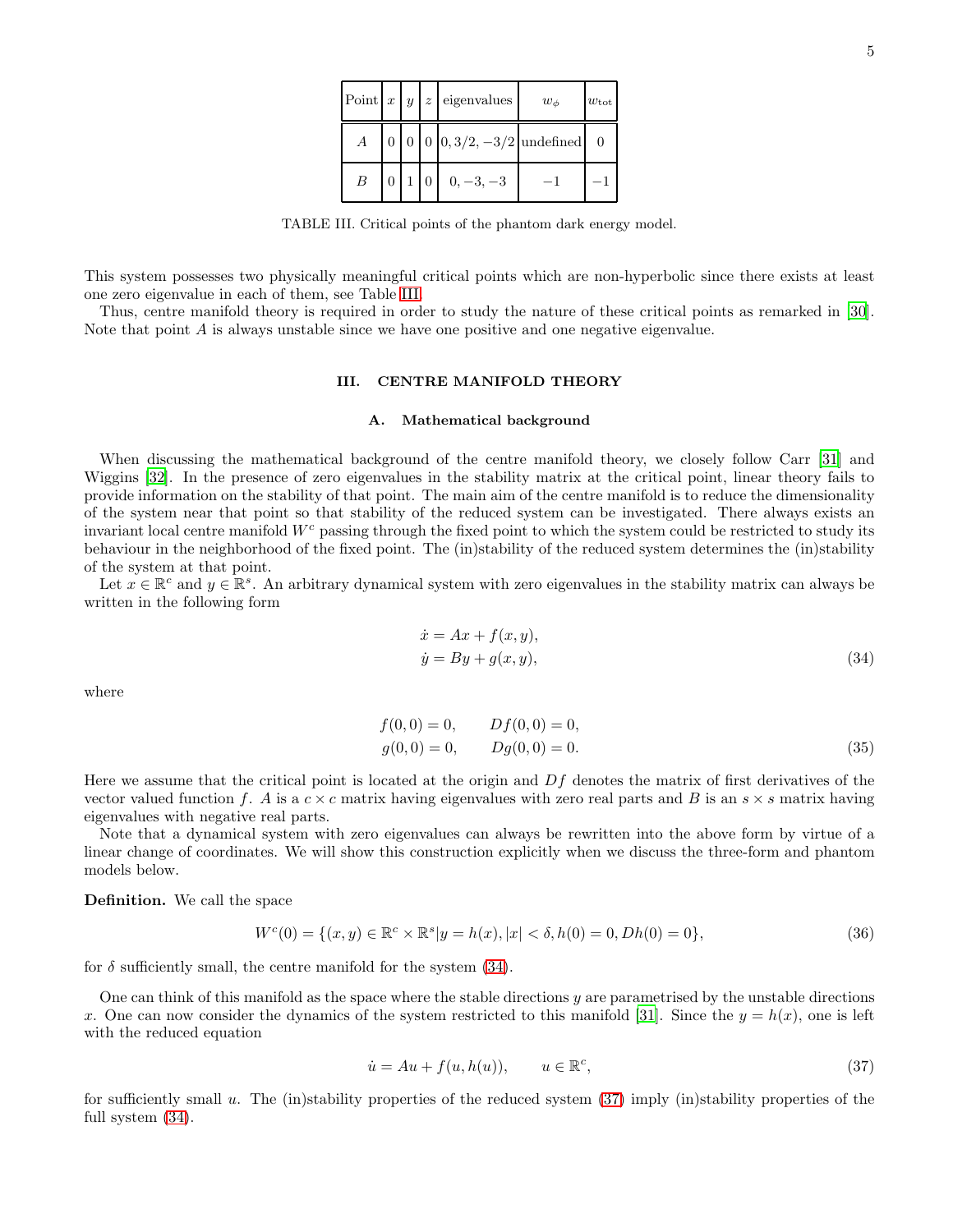| Point | $x$ | $y$ | $z$ | eigenvalues | $w_\phi$ | $w_{\rm tot}$ |
|---|---|---|---|---|---|---|
| $A$ | 0 | 0 | 0 | $0, 3/2, -3/2$ | undefined | 0 |
| $B$ | 0 | 1 | 0 | $0, -3, -3$ | $-1$ | $-1$ |

TABLE III. Critical points of the phantom dark energy model.

This system possesses two physically meaningful critical points which are non-hyperbolic since there exists at least one zero eigenvalue in each of them, see Table III.

Thus, centre manifold theory is required in order to study the nature of these critical points as remarked in [30]. Note that point $A$ is always unstable since we have one positive and one negative eigenvalue.

## III. CENTRE MANIFOLD THEORY

### A. Mathematical background

When discussing the mathematical background of the centre manifold theory, we closely follow Carr [31] and Wiggins [32]. In the presence of zero eigenvalues in the stability matrix at the critical point, linear theory fails to provide information on the stability of that point. The main aim of the centre manifold is to reduce the dimensionality of the system near that point so that stability of the reduced system can be investigated. There always exists an invariant local centre manifold $W^c$ passing through the fixed point to which the system could be restricted to study its behaviour in the neighborhood of the fixed point. The (in)stability of the reduced system determines the (in)stability of the system at that point.

Let $x \in \mathbb{R}^c$ and $y \in \mathbb{R}^s$. An arbitrary dynamical system with zero eigenvalues in the stability matrix can always be written in the following form

$$
\begin{aligned}
\dot{x} &= Ax + f(x,y), \\
\dot{y} &= By + g(x,y),
\end{aligned} \tag{34}
$$

where

$$
\begin{aligned}
f(0,0) &= 0, \qquad Df(0,0) = 0, \\
g(0,0) &= 0, \qquad Dg(0,0) = 0.
\end{aligned} \tag{35}
$$

Here we assume that the critical point is located at the origin and $Df$ denotes the matrix of first derivatives of the vector valued function $f$. $A$ is a $c \times c$ matrix having eigenvalues with zero real parts and $B$ is an $s \times s$ matrix having eigenvalues with negative real parts.

Note that a dynamical system with zero eigenvalues can always be rewritten into the above form by virtue of a linear change of coordinates. We will show this construction explicitly when we discuss the three-form and phantom models below.

**Definition.** We call the space

$$
W^c(0) = \{(x,y) \in \mathbb{R}^c \times \mathbb{R}^s | y = h(x), |x| < \delta, h(0) = 0, Dh(0) = 0\}, \tag{36}
$$

for $\delta$ sufficiently small, the centre manifold for the system (34).

One can think of this manifold as the space where the stable directions $y$ are parametrised by the unstable directions $x$. One can now consider the dynamics of the system restricted to this manifold [31]. Since the $y = h(x)$, one is left with the reduced equation

$$
\dot{u} = Au + f(u, h(u)), \qquad u \in \mathbb{R}^c, \tag{37}
$$

for sufficiently small $u$. The (in)stability properties of the reduced system (37) imply (in)stability properties of the full system (34).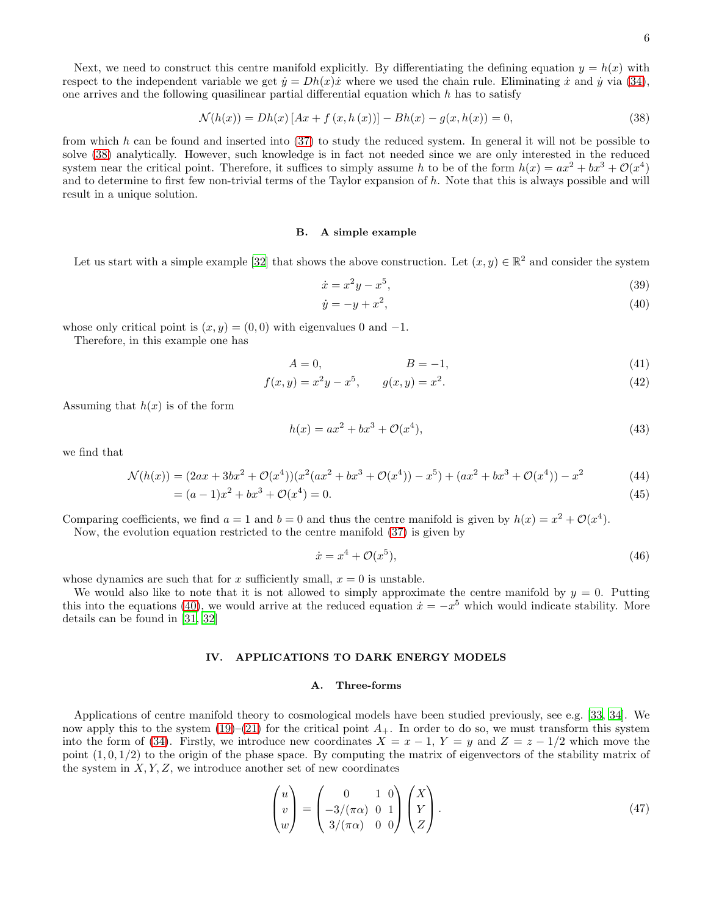Next, we need to construct this centre manifold explicitly. By differentiating the defining equation $y = h(x)$ with respect to the independent variable we get $\dot{y} = Dh(x)\dot{x}$ where we used the chain rule. Eliminating $\dot{x}$ and $\dot{y}$ via (34), one arrives and the following quasilinear partial differential equation which $h$ has to satisfy

$$\mathcal{N}(h(x)) = Dh(x)\left[Ax + f\left(x, h\left(x\right)\right)\right] - Bh(x) - g(x, h(x)) = 0, \tag{38}$$

from which $h$ can be found and inserted into (37) to study the reduced system. In general it will not be possible to solve (38) analytically. However, such knowledge is in fact not needed since we are only interested in the reduced system near the critical point. Therefore, it suffices to simply assume $h$ to be of the form $h(x) = ax^2 + bx^3 + \mathcal{O}(x^4)$ and to determine to first few non-trivial terms of the Taylor expansion of $h$. Note that this is always possible and will result in a unique solution.

### B. A simple example

Let us start with a simple example [32] that shows the above construction. Let $(x, y) \in \mathbb{R}^2$ and consider the system

$$\dot{x} = x^2 y - x^5, \tag{39}$$

$$\dot{y} = -y + x^2, \tag{40}$$

whose only critical point is $(x, y) = (0, 0)$ with eigenvalues 0 and $-1$.

Therefore, in this example one has

$$A = 0, \qquad\qquad B = -1, \tag{41}$$

$$f(x, y) = x^2 y - x^5, \qquad g(x, y) = x^2. \tag{42}$$

Assuming that $h(x)$ is of the form

$$h(x) = ax^2 + bx^3 + \mathcal{O}(x^4), \tag{43}$$

we find that

$$\mathcal{N}(h(x)) = (2ax + 3bx^2 + \mathcal{O}(x^4))(x^2(ax^2 + bx^3 + \mathcal{O}(x^4)) - x^5) + (ax^2 + bx^3 + \mathcal{O}(x^4)) - x^2 \tag{44}$$

$$= (a-1)x^2 + bx^3 + \mathcal{O}(x^4) = 0. \tag{45}$$

Comparing coefficients, we find $a = 1$ and $b = 0$ and thus the centre manifold is given by $h(x) = x^2 + \mathcal{O}(x^4)$.

Now, the evolution equation restricted to the centre manifold (37) is given by

$$\dot{x} = x^4 + \mathcal{O}(x^5), \tag{46}$$

whose dynamics are such that for $x$ sufficiently small, $x = 0$ is unstable.

We would also like to note that it is not allowed to simply approximate the centre manifold by $y = 0$. Putting this into the equations (40), we would arrive at the reduced equation $\dot{x} = -x^5$ which would indicate stability. More details can be found in [31, 32]

## IV. APPLICATIONS TO DARK ENERGY MODELS

### A. Three-forms

Applications of centre manifold theory to cosmological models have been studied previously, see e.g. [33, 34]. We now apply this to the system (19)–(21) for the critical point $A_+$. In order to do so, we must transform this system into the form of (34). Firstly, we introduce new coordinates $X = x - 1$, $Y = y$ and $Z = z - 1/2$ which move the point $(1, 0, 1/2)$ to the origin of the phase space. By computing the matrix of eigenvectors of the stability matrix of the system in $X, Y, Z$, we introduce another set of new coordinates

$$\begin{pmatrix} u \\ v \\ w \end{pmatrix} = \begin{pmatrix} 0 & 1 & 0 \\ -3/(\pi\alpha) & 0 & 1 \\ 3/(\pi\alpha) & 0 & 0 \end{pmatrix} \begin{pmatrix} X \\ Y \\ Z \end{pmatrix}. \tag{47}$$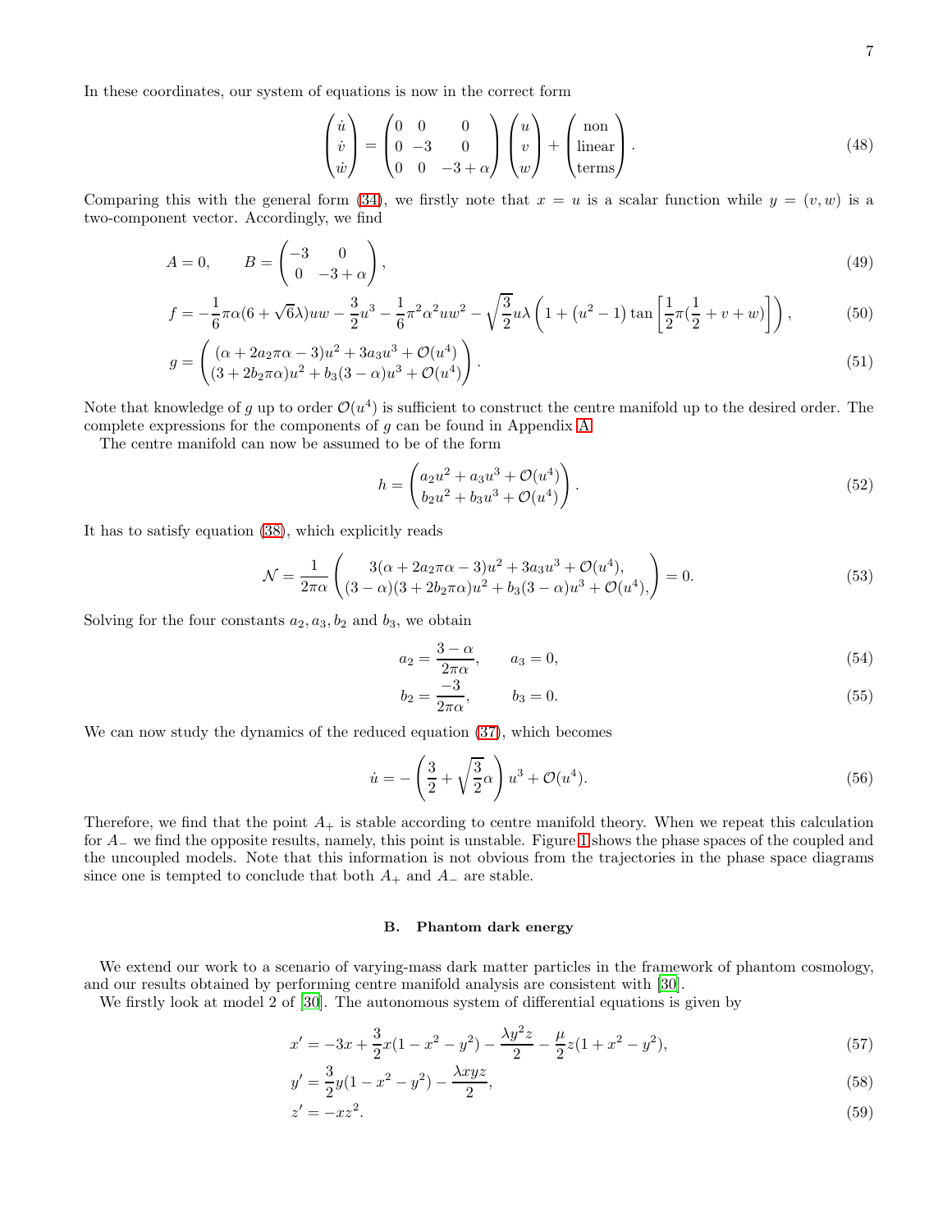In these coordinates, our system of equations is now in the correct form

$$
\begin{pmatrix} \dot{u} \\ \dot{v} \\ \dot{w} \end{pmatrix} = \begin{pmatrix} 0 & 0 & 0 \\ 0 & -3 & 0 \\ 0 & 0 & -3+\alpha \end{pmatrix} \begin{pmatrix} u \\ v \\ w \end{pmatrix} + \begin{pmatrix} \text{non} \\ \text{linear} \\ \text{terms} \end{pmatrix}. \tag{48}
$$

Comparing this with the general form (34), we firstly note that $x = u$ is a scalar function while $y = (v, w)$ is a two-component vector. Accordingly, we find

$$
A = 0, \qquad B = \begin{pmatrix} -3 & 0 \\ 0 & -3+\alpha \end{pmatrix}, \tag{49}
$$

$$
f = -\frac{1}{6}\pi\alpha(6+\sqrt{6}\lambda)uw - \frac{3}{2}u^3 - \frac{1}{6}\pi^2\alpha^2 uw^2 - \sqrt{\frac{3}{2}}u\lambda\left(1 + \left(u^2-1\right)\tan\left[\frac{1}{2}\pi(\frac{1}{2}+v+w)\right]\right), \tag{50}
$$

$$
g = \begin{pmatrix} (\alpha + 2a_2\pi\alpha - 3)u^2 + 3a_3u^3 + \mathcal{O}(u^4) \\ (3 + 2b_2\pi\alpha)u^2 + b_3(3-\alpha)u^3 + \mathcal{O}(u^4) \end{pmatrix}. \tag{51}
$$

Note that knowledge of $g$ up to order $\mathcal{O}(u^4)$ is sufficient to construct the centre manifold up to the desired order. The complete expressions for the components of $g$ can be found in Appendix A.

The centre manifold can now be assumed to be of the form

$$
h = \begin{pmatrix} a_2u^2 + a_3u^3 + \mathcal{O}(u^4) \\ b_2u^2 + b_3u^3 + \mathcal{O}(u^4) \end{pmatrix}. \tag{52}
$$

It has to satisfy equation (38), which explicitly reads

$$
\mathcal{N} = \frac{1}{2\pi\alpha}\begin{pmatrix} 3(\alpha + 2a_2\pi\alpha - 3)u^2 + 3a_3u^3 + \mathcal{O}(u^4), \\ (3-\alpha)(3 + 2b_2\pi\alpha)u^2 + b_3(3-\alpha)u^3 + \mathcal{O}(u^4), \end{pmatrix} = 0. \tag{53}
$$

Solving for the four constants $a_2, a_3, b_2$ and $b_3$, we obtain

$$
a_2 = \frac{3-\alpha}{2\pi\alpha}, \qquad a_3 = 0, \tag{54}
$$

$$
b_2 = \frac{-3}{2\pi\alpha}, \qquad b_3 = 0. \tag{55}
$$

We can now study the dynamics of the reduced equation (37), which becomes

$$
\dot{u} = -\left(\frac{3}{2} + \sqrt{\frac{3}{2}}\alpha\right)u^3 + \mathcal{O}(u^4). \tag{56}
$$

Therefore, we find that the point $A_+$ is stable according to centre manifold theory. When we repeat this calculation for $A_-$ we find the opposite results, namely, this point is unstable. Figure 1 shows the phase spaces of the coupled and the uncoupled models. Note that this information is not obvious from the trajectories in the phase space diagrams since one is tempted to conclude that both $A_+$ and $A_-$ are stable.

### B. Phantom dark energy

We extend our work to a scenario of varying-mass dark matter particles in the framework of phantom cosmology, and our results obtained by performing centre manifold analysis are consistent with [30].

We firstly look at model 2 of [30]. The autonomous system of differential equations is given by

$$
x' = -3x + \frac{3}{2}x(1 - x^2 - y^2) - \frac{\lambda y^2 z}{2} - \frac{\mu}{2}z(1 + x^2 - y^2), \tag{57}
$$

$$
y' = \frac{3}{2}y(1 - x^2 - y^2) - \frac{\lambda xyz}{2}, \tag{58}
$$

$$
z' = -xz^2. \tag{59}
$$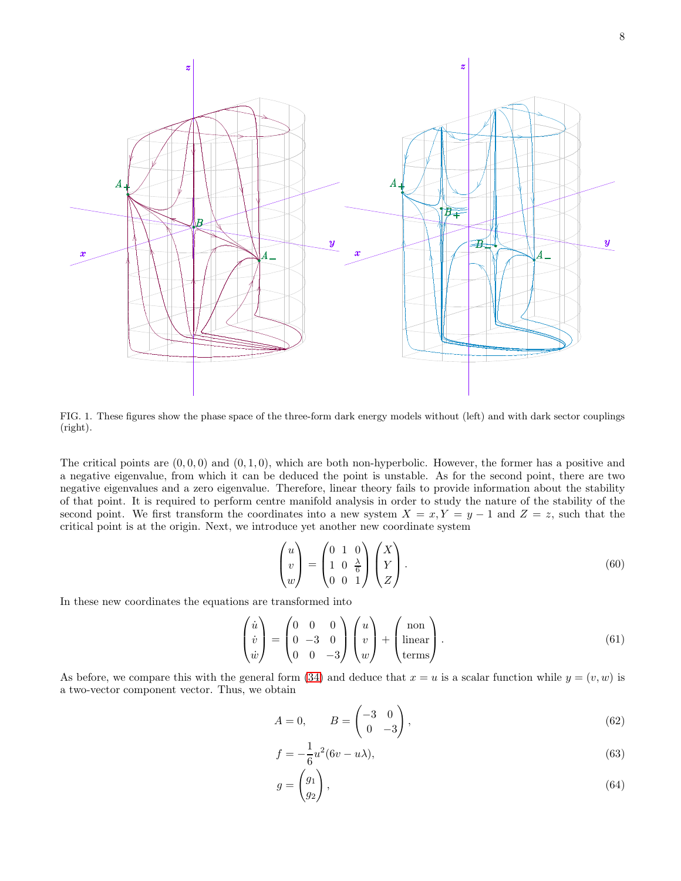FIG. 1. These figures show the phase space of the three-form dark energy models without (left) and with dark sector couplings (right).

The critical points are $(0, 0, 0)$ and $(0, 1, 0)$, which are both non-hyperbolic. However, the former has a positive and a negative eigenvalue, from which it can be deduced the point is unstable. As for the second point, there are two negative eigenvalues and a zero eigenvalue. Therefore, linear theory fails to provide information about the stability of that point. It is required to perform centre manifold analysis in order to study the nature of the stability of the second point. We first transform the coordinates into a new system $X = x, Y = y - 1$ and $Z = z$, such that the critical point is at the origin. Next, we introduce yet another new coordinate system

$$\begin{pmatrix} u \\ v \\ w \end{pmatrix} = \begin{pmatrix} 0 & 1 & 0 \\ 1 & 0 & \frac{\lambda}{6} \\ 0 & 0 & 1 \end{pmatrix} \begin{pmatrix} X \\ Y \\ Z \end{pmatrix}. \tag{60}$$

In these new coordinates the equations are transformed into

$$\begin{pmatrix} \dot{u} \\ \dot{v} \\ \dot{w} \end{pmatrix} = \begin{pmatrix} 0 & 0 & 0 \\ 0 & -3 & 0 \\ 0 & 0 & -3 \end{pmatrix} \begin{pmatrix} u \\ v \\ w \end{pmatrix} + \begin{pmatrix} \text{non} \\ \text{linear} \\ \text{terms} \end{pmatrix}. \tag{61}$$

As before, we compare this with the general form (34) and deduce that $x = u$ is a scalar function while $y = (v, w)$ is a two-vector component vector. Thus, we obtain

$$A = 0, \qquad B = \begin{pmatrix} -3 & 0 \\ 0 & -3 \end{pmatrix}, \tag{62}$$

$$f = -\frac{1}{6} u^2 (6v - u\lambda), \tag{63}$$

$$g = \begin{pmatrix} g_1 \\ g_2 \end{pmatrix}, \tag{64}$$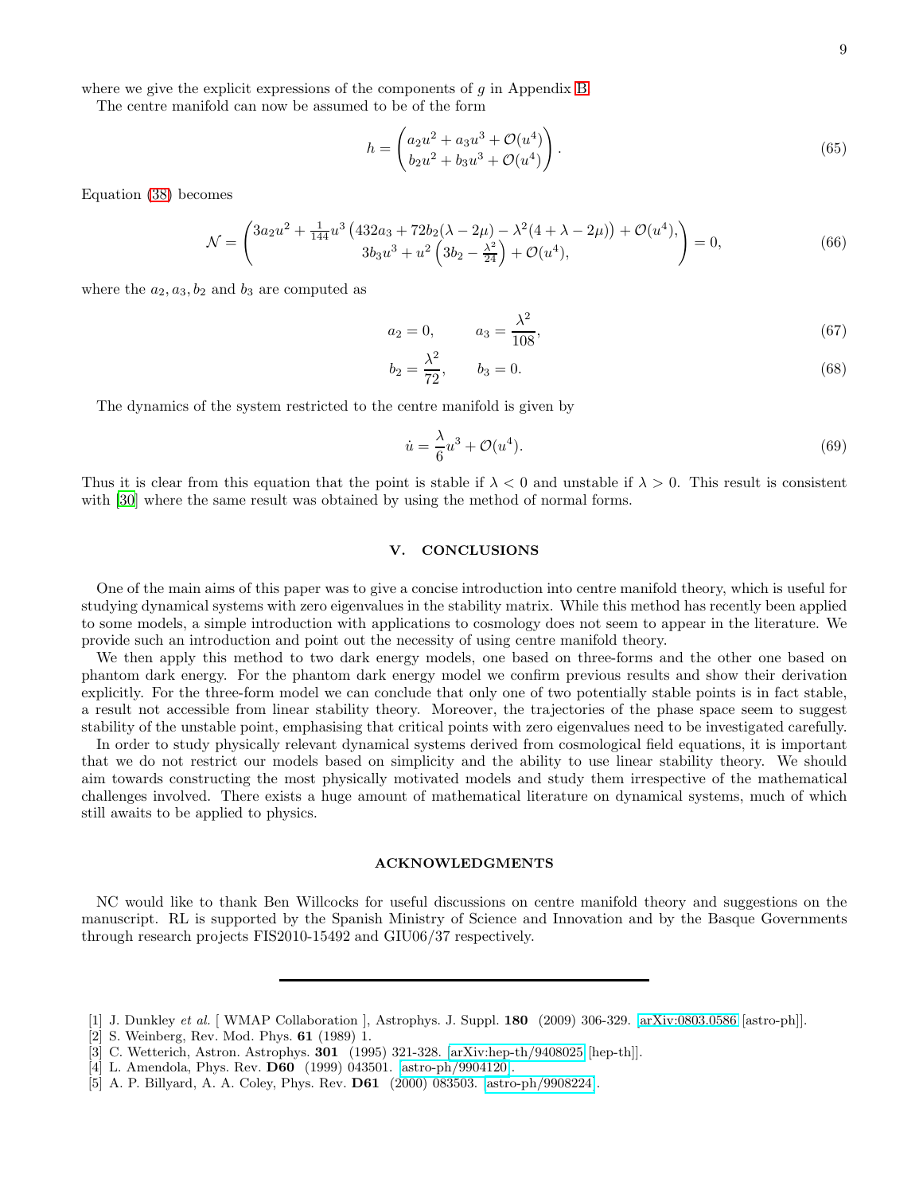where we give the explicit expressions of the components of $g$ in Appendix B.

The centre manifold can now be assumed to be of the form

$$h = \begin{pmatrix} a_2 u^2 + a_3 u^3 + \mathcal{O}(u^4) \\ b_2 u^2 + b_3 u^3 + \mathcal{O}(u^4) \end{pmatrix}. \tag{65}$$

Equation (38) becomes

$$\mathcal{N} = \begin{pmatrix} 3a_2 u^2 + \frac{1}{144} u^3 \left(432 a_3 + 72 b_2(\lambda - 2\mu) - \lambda^2(4 + \lambda - 2\mu)\right) + \mathcal{O}(u^4), \\ 3b_3 u^3 + u^2 \left(3b_2 - \frac{\lambda^2}{24}\right) + \mathcal{O}(u^4), \end{pmatrix} = 0, \tag{66}$$

where the $a_2, a_3, b_2$ and $b_3$ are computed as

$$a_2 = 0, \qquad a_3 = \frac{\lambda^2}{108}, \tag{67}$$

$$b_2 = \frac{\lambda^2}{72}, \qquad b_3 = 0. \tag{68}$$

The dynamics of the system restricted to the centre manifold is given by

$$\dot{u} = \frac{\lambda}{6} u^3 + \mathcal{O}(u^4). \tag{69}$$

Thus it is clear from this equation that the point is stable if $\lambda < 0$ and unstable if $\lambda > 0$. This result is consistent with [30] where the same result was obtained by using the method of normal forms.

## V. CONCLUSIONS

One of the main aims of this paper was to give a concise introduction into centre manifold theory, which is useful for studying dynamical systems with zero eigenvalues in the stability matrix. While this method has recently been applied to some models, a simple introduction with applications to cosmology does not seem to appear in the literature. We provide such an introduction and point out the necessity of using centre manifold theory.

We then apply this method to two dark energy models, one based on three-forms and the other one based on phantom dark energy. For the phantom dark energy model we confirm previous results and show their derivation explicitly. For the three-form model we can conclude that only one of two potentially stable points is in fact stable, a result not accessible from linear stability theory. Moreover, the trajectories of the phase space seem to suggest stability of the unstable point, emphasising that critical points with zero eigenvalues need to be investigated carefully.

In order to study physically relevant dynamical systems derived from cosmological field equations, it is important that we do not restrict our models based on simplicity and the ability to use linear stability theory. We should aim towards constructing the most physically motivated models and study them irrespective of the mathematical challenges involved. There exists a huge amount of mathematical literature on dynamical systems, much of which still awaits to be applied to physics.

## ACKNOWLEDGMENTS

NC would like to thank Ben Willcocks for useful discussions on centre manifold theory and suggestions on the manuscript. RL is supported by the Spanish Ministry of Science and Innovation and by the Basque Governments through research projects FIS2010-15492 and GIU06/37 respectively.

---

[1] J. Dunkley *et al.* [ WMAP Collaboration ], Astrophys. J. Suppl. **180** (2009) 306-329. [arXiv:0803.0586 [astro-ph]].

[2] S. Weinberg, Rev. Mod. Phys. **61** (1989) 1.

[3] C. Wetterich, Astron. Astrophys. **301** (1995) 321-328. [arXiv:hep-th/9408025 [hep-th]].

[4] L. Amendola, Phys. Rev. **D60** (1999) 043501. [astro-ph/9904120].

[5] A. P. Billyard, A. A. Coley, Phys. Rev. **D61** (2000) 083503. [astro-ph/9908224].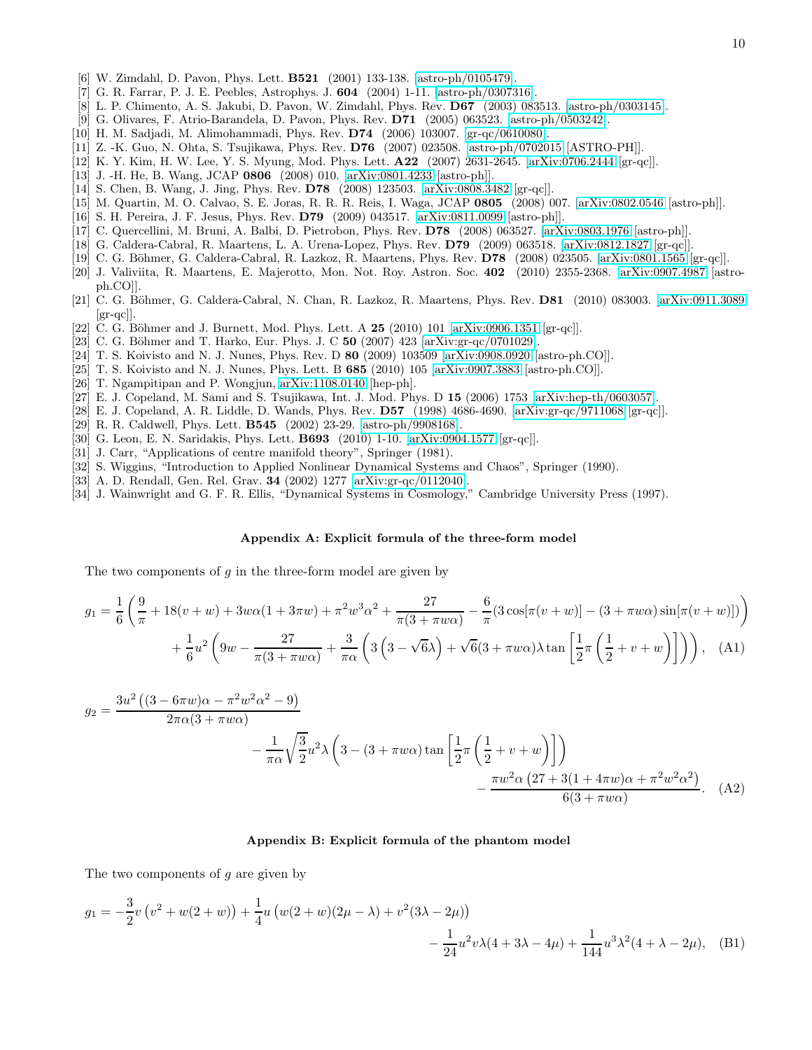[6] W. Zimdahl, D. Pavon, Phys. Lett. **B521** (2001) 133-138. [astro-ph/0105479].
[7] G. R. Farrar, P. J. E. Peebles, Astrophys. J. **604** (2004) 1-11. [astro-ph/0307316].
[8] L. P. Chimento, A. S. Jakubi, D. Pavon, W. Zimdahl, Phys. Rev. **D67** (2003) 083513. [astro-ph/0303145].
[9] G. Olivares, F. Atrio-Barandela, D. Pavon, Phys. Rev. **D71** (2005) 063523. [astro-ph/0503242].
[10] H. M. Sadjadi, M. Alimohammadi, Phys. Rev. **D74** (2006) 103007. [gr-qc/0610080].
[11] Z. -K. Guo, N. Ohta, S. Tsujikawa, Phys. Rev. **D76** (2007) 023508. [astro-ph/0702015 [ASTRO-PH]].
[12] K. Y. Kim, H. W. Lee, Y. S. Myung, Mod. Phys. Lett. **A22** (2007) 2631-2645. [arXiv:0706.2444 [gr-qc]].
[13] J. -H. He, B. Wang, JCAP **0806** (2008) 010. [arXiv:0801.4233 [astro-ph]].
[14] S. Chen, B. Wang, J. Jing, Phys. Rev. **D78** (2008) 123503. [arXiv:0808.3482 [gr-qc]].
[15] M. Quartin, M. O. Calvao, S. E. Joras, R. R. R. Reis, I. Waga, JCAP **0805** (2008) 007. [arXiv:0802.0546 [astro-ph]].
[16] S. H. Pereira, J. F. Jesus, Phys. Rev. **D79** (2009) 043517. [arXiv:0811.0099 [astro-ph]].
[17] C. Quercellini, M. Bruni, A. Balbi, D. Pietrobon, Phys. Rev. **D78** (2008) 063527. [arXiv:0803.1976 [astro-ph]].
[18] G. Caldera-Cabral, R. Maartens, L. A. Urena-Lopez, Phys. Rev. **D79** (2009) 063518. [arXiv:0812.1827 [gr-qc]].
[19] C. G. Böhmer, G. Caldera-Cabral, R. Lazkoz, R. Maartens, Phys. Rev. **D78** (2008) 023505. [arXiv:0801.1565 [gr-qc]].
[20] J. Valiviita, R. Maartens, E. Majerotto, Mon. Not. Roy. Astron. Soc. **402** (2010) 2355-2368. [arXiv:0907.4987 [astro-ph.CO]].
[21] C. G. Böhmer, G. Caldera-Cabral, N. Chan, R. Lazkoz, R. Maartens, Phys. Rev. **D81** (2010) 083003. [arXiv:0911.3089 [gr-qc]].
[22] C. G. Böhmer and J. Burnett, Mod. Phys. Lett. A **25** (2010) 101 [arXiv:0906.1351 [gr-qc]].
[23] C. G. Böhmer and T. Harko, Eur. Phys. J. C **50** (2007) 423 [arXiv:gr-qc/0701029].
[24] T. S. Koivisto and N. J. Nunes, Phys. Rev. D **80** (2009) 103509 [arXiv:0908.0920 [astro-ph.CO]].
[25] T. S. Koivisto and N. J. Nunes, Phys. Lett. B **685** (2010) 105 [arXiv:0907.3883 [astro-ph.CO]].
[26] T. Ngampitipan and P. Wongjun, arXiv:1108.0140 [hep-ph].
[27] E. J. Copeland, M. Sami and S. Tsujikawa, Int. J. Mod. Phys. D **15** (2006) 1753 [arXiv:hep-th/0603057].
[28] E. J. Copeland, A. R. Liddle, D. Wands, Phys. Rev. **D57** (1998) 4686-4690. [arXiv:gr-qc/9711068 [gr-qc]].
[29] R. R. Caldwell, Phys. Lett. **B545** (2002) 23-29. [astro-ph/9908168].
[30] G. Leon, E. N. Saridakis, Phys. Lett. **B693** (2010) 1-10. [arXiv:0904.1577 [gr-qc]].
[31] J. Carr, "Applications of centre manifold theory", Springer (1981).
[32] S. Wiggins, "Introduction to Applied Nonlinear Dynamical Systems and Chaos", Springer (1990).
[33] A. D. Rendall, Gen. Rel. Grav. **34** (2002) 1277 [arXiv:gr-qc/0112040].
[34] J. Wainwright and G. F. R. Ellis, "Dynamical Systems in Cosmology," Cambridge University Press (1997).

## Appendix A: Explicit formula of the three-form model

The two components of $g$ in the three-form model are given by

$$g_1 = \frac{1}{6}\left(\frac{9}{\pi} + 18(v+w) + 3w\alpha(1+3\pi w) + \pi^2 w^3\alpha^2 + \frac{27}{\pi(3+\pi w\alpha)} - \frac{6}{\pi}\left(3\cos[\pi(v+w)] - (3+\pi w\alpha)\sin[\pi(v+w)]\right)\right)$$
$$+ \frac{1}{6}u^2\left(9w - \frac{27}{\pi(3+\pi w\alpha)} + \frac{3}{\pi\alpha}\left(3\left(3-\sqrt{6}\lambda\right) + \sqrt{6}(3+\pi w\alpha)\lambda\tan\left[\frac{1}{2}\pi\left(\frac{1}{2}+v+w\right)\right]\right)\right), \quad \text{(A1)}$$

$$g_2 = \frac{3u^2\left((3-6\pi w)\alpha - \pi^2 w^2\alpha^2 - 9\right)}{2\pi\alpha(3+\pi w\alpha)}$$
$$- \frac{1}{\pi\alpha}\sqrt{\frac{3}{2}}u^2\lambda\left(3 - (3+\pi w\alpha)\tan\left[\frac{1}{2}\pi\left(\frac{1}{2}+v+w\right)\right]\right)$$
$$- \frac{\pi w^2\alpha\left(27 + 3(1+4\pi w)\alpha + \pi^2 w^2\alpha^2\right)}{6(3+\pi w\alpha)}. \quad \text{(A2)}$$

## Appendix B: Explicit formula of the phantom model

The two components of $g$ are given by

$$g_1 = -\frac{3}{2}v\left(v^2 + w(2+w)\right) + \frac{1}{4}u\left(w(2+w)(2\mu-\lambda) + v^2(3\lambda-2\mu)\right)$$
$$- \frac{1}{24}u^2 v\lambda(4+3\lambda-4\mu) + \frac{1}{144}u^3\lambda^2(4+\lambda-2\mu), \quad \text{(B1)}$$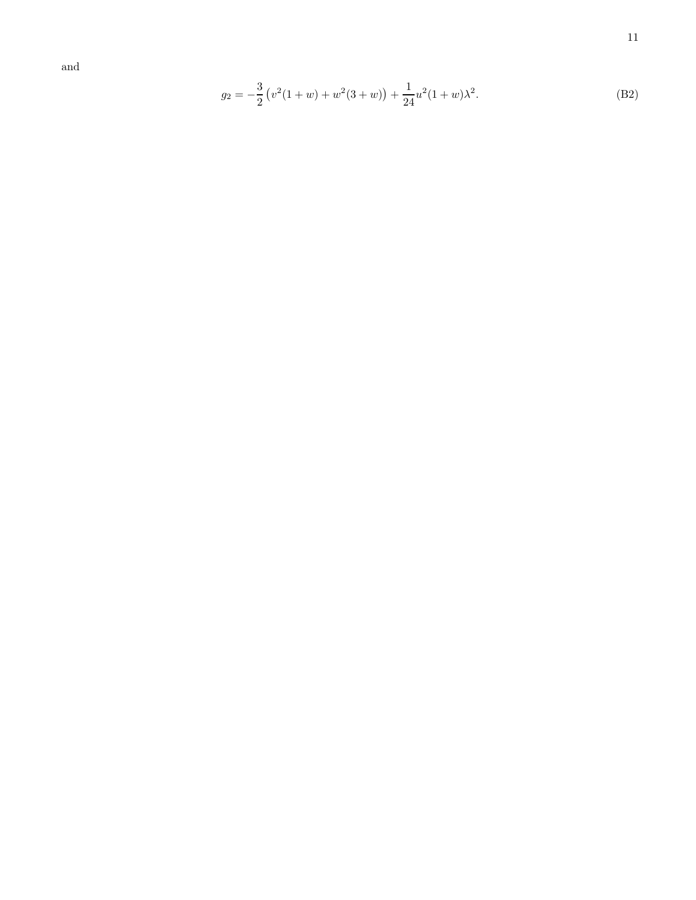and

$$g_2 = -\frac{3}{2}\left(v^2(1+w) + w^2(3+w)\right) + \frac{1}{24}u^2(1+w)\lambda^2. \tag{B2}$$